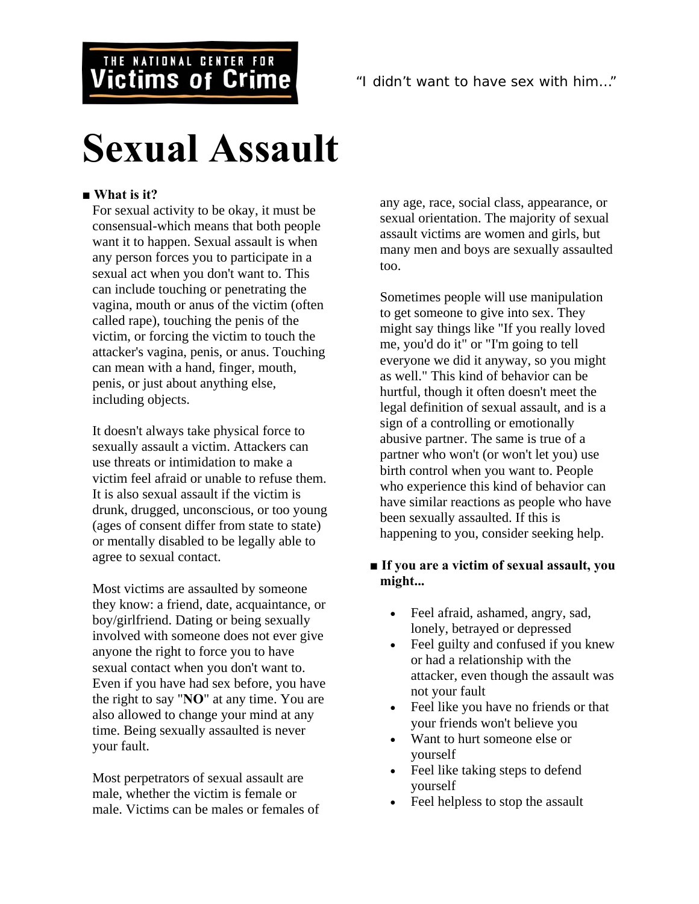THE NATIONAL CENTER FOR **Victims of Crime**

"I didn't want to have sex with him…"

# Sexual Assault

■ **What is it?**

For sexual activity to be okay, it must be consensual-which means that both people want it to happen. Sexual assault is when any person forces you to participate in a sexual act when you don't want to. This can include touching or penetrating the vagina, mouth or anus of the victim (often called rape), touching the penis of the victim, or forcing the victim to touch the attacker's vagina, penis, or anus. Touching can mean with a hand, finger, mouth, penis, or just about anything else, including objects.

It doesn't always take physical force to sexually assault a victim. Attackers can use threats or intimidation to make a victim feel afraid or unable to refuse them. It is also sexual assault if the victim is drunk, drugged, unconscious, or too young (ages of consent differ from state to state) or mentally disabled to be legally able to agree to sexual contact.

Most victims are assaulted by someone they know: a friend, date, acquaintance, or boy/girlfriend. Dating or being sexually involved with someone does not ever give anyone the right to force you to have sexual contact when you don't want to. Even if you have had sex before, you have the right to say "**NO**" at any time. You are also allowed to change your mind at any time. Being sexually assaulted is never your fault.

Most perpetrators of sexual assault are male, whether the victim is female or male. Victims can be males or females of any age, race, social class, appearance, or sexual orientation. The majority of sexual assault victims are women and girls, but many men and boys are sexually assaulted too.

Sometimes people will use manipulation to get someone to give into sex. They might say things like "If you really loved me, you'd do it" or "I'm going to tell everyone we did it anyway, so you might as well." This kind of behavior can be hurtful, though it often doesn't meet the legal definition of sexual assault, and is a sign of a controlling or emotionally abusive partner. The same is true of a partner who won't (or won't let you) use birth control when you want to. People who experience this kind of behavior can have similar reactions as people who have been sexually assaulted. If this is happening to you, consider seeking help.

■ **If you are a victim of sexual assault, you might...**

- Feel afraid, ashamed, angry, sad, lonely, betrayed or depressed
- Feel guilty and confused if you knew or had a relationship with the attacker, even though the assault was not your fault
- Feel like you have no friends or that your friends won't believe you
- Want to hurt someone else or yourself
- Feel like taking steps to defend yourself
- Feel helpless to stop the assault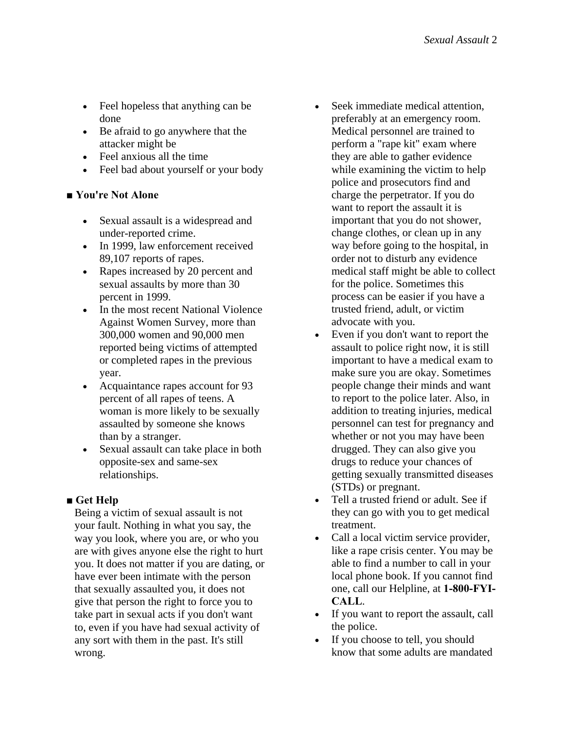- Feel hopeless that anything can be done
- Be afraid to go anywhere that the attacker might be
- Feel anxious all the time
- Feel bad about yourself or your body

## ■ You're Not Alone

- Sexual assault is a widespread and under-reported crime.
- In 1999, law enforcement received 89,107 reports of rapes.
- Rapes increased by 20 percent and sexual assaults by more than 30 percent in 1999.
- In the most recent National Violence Against Women Survey, more than 300,000 women and 90,000 men reported being victims of attempted or completed rapes in the previous year.
- Acquaintance rapes account for 93 percent of all rapes of teens. A woman is more likely to be sexually assaulted by someone she knows than by a stranger.
- Sexual assault can take place in both opposite-sex and same-sex relationships.

## ■ Get Help

Being a victim of sexual assault is not your fault. Nothing in what you say, the way you look, where you are, or who you are with gives anyone else the right to hurt you. It does not matter if you are dating, or have ever been intimate with the person that sexually assaulted you, it does not give that person the right to force you to take part in sexual acts if you don't want to, even if you have had sexual activity of any sort with them in the past. It's still wrong.

- Seek immediate medical attention, preferably at an emergency room. Medical personnel are trained to perform a "rape kit" exam where they are able to gather evidence while examining the victim to help police and prosecutors find and charge the perpetrator. If you do want to report the assault it is important that you do not shower, change clothes, or clean up in any way before going to the hospital, in order not to disturb any evidence medical staff might be able to collect for the police. Sometimes this process can be easier if you have a trusted friend, adult, or victim advocate with you.
- Even if you don't want to report the assault to police right now, it is still important to have a medical exam to make sure you are okay. Sometimes people change their minds and want to report to the police later. Also, in addition to treating injuries, medical personnel can test for pregnancy and whether or not you may have been drugged. They can also give you drugs to reduce your chances of getting sexually transmitted diseases (STDs) or pregnant.
- Tell a trusted friend or adult. See if they can go with you to get medical treatment.
- Call a local victim service provider, like a rape crisis center. You may be able to find a number to call in your local phone book. If you cannot find one, call our Helpline, at **1-800-FYI-CALL**.
- If you want to report the assault, call the police.
- If you choose to tell, you should know that some adults are mandated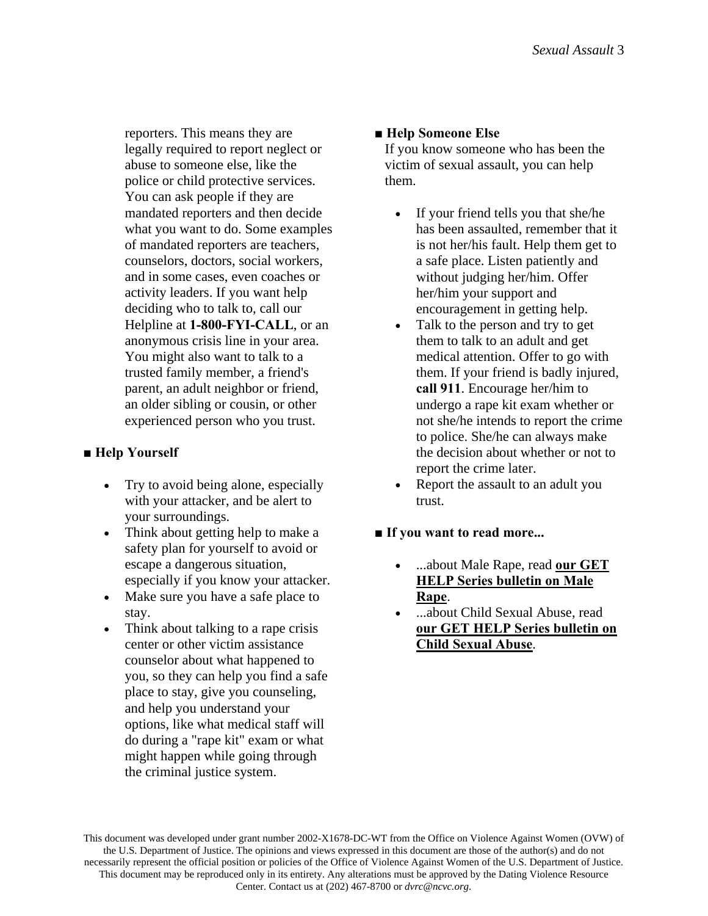reporters. This means they are legally required to report neglect or abuse to someone else, like the police or child protective services. You can ask people if they are mandated reporters and then decide what you want to do. Some examples of mandated reporters are teachers, counselors, doctors, social workers, and in some cases, even coaches or activity leaders. If you want help deciding who to talk to, call our Helpline at **1-800-FYI-CALL**, or an anonymous crisis line in your area. You might also want to talk to a trusted family member, a friend's parent, an adult neighbor or friend, an older sibling or cousin, or other experienced person who you trust.

### ■ Help Yourself

- Try to avoid being alone, especially with your attacker, and be alert to your surroundings.
- Think about getting help to make a safety plan for yourself to avoid or escape a dangerous situation, especially if you know your attacker.
- Make sure you have a safe place to stay.
- Think about talking to a rape crisis center or other victim assistance counselor about what happened to you, so they can help you find a safe place to stay, give you counseling, and help you understand your options, like what medical staff will do during a "rape kit" exam or what might happen while going through the criminal justice system.

### ■ Help Someone Else

If you know someone who has been the victim of sexual assault, you can help them.

- If your friend tells you that she/he has been assaulted, remember that it is not her/his fault. Help them get to a safe place. Listen patiently and without judging her/him. Offer her/him your support and encouragement in getting help.
- Talk to the person and try to get them to talk to an adult and get medical attention. Offer to go with them. If your friend is badly injured, **call 911**. Encourage her/him to undergo a rape kit exam whether or not she/he intends to report the crime to police. She/he can always make the decision about whether or not to report the crime later.
- Report the assault to an adult you trust.

### ■ If you want to read more...

- ...about Male Rape, read **our GET HELP Series bulletin on Male Rape**.
- ...about Child Sexual Abuse, read **our GET HELP Series bulletin on Child Sexual Abuse**.

This document was developed under grant number 2002-X1678-DC-WT from the Office on Violence Against Women (OVW) of the U.S. Department of Justice. The opinions and views expressed in this document are those of the author(s) and do not necessarily represent the official position or policies of the Office of Violence Against Women of the U.S. Department of Justice. This document may be reproduced only in its entirety. Any alterations must be approved by the Dating Violence Resource Center. Contact us at (202) 467-8700 or *dvrc@ncvc.org*.